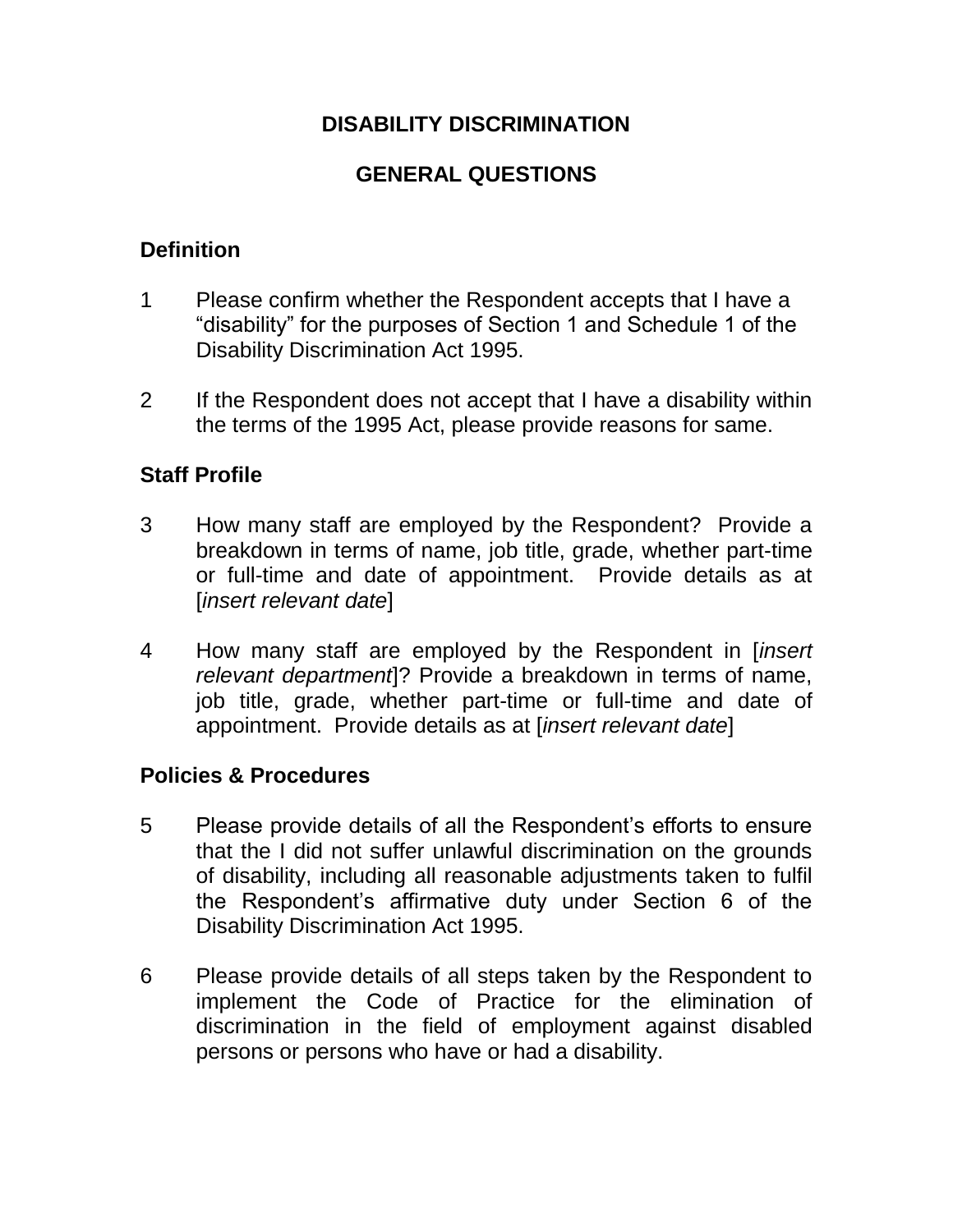# DISABILITY DISCRIMINATION

## GENERAL QUESTIONS

### Definition

1 Please confirm whether the Respondent accepts that I have a "disability" for the purposes of Section 1 and Schedule 1 of the Disability Discrimination Act 1995.

2 If the Respondent does not accept that I have a disability within the terms of the 1995 Act, please provide reasons for same.

### Staff Profile

3 How many staff are employed by the Respondent? Provide a breakdown in terms of name, job title, grade, whether part-time or full-time and date of appointment. Provide details as at [*insert relevant date*]

4 How many staff are employed by the Respondent in [*insert relevant department*]? Provide a breakdown in terms of name, job title, grade, whether part-time or full-time and date of appointment. Provide details as at [*insert relevant date*]

### Policies & Procedures

5 Please provide details of all the Respondent's efforts to ensure that the I did not suffer unlawful discrimination on the grounds of disability, including all reasonable adjustments taken to fulfil the Respondent's affirmative duty under Section 6 of the Disability Discrimination Act 1995.

6 Please provide details of all steps taken by the Respondent to implement the Code of Practice for the elimination of discrimination in the field of employment against disabled persons or persons who have or had a disability.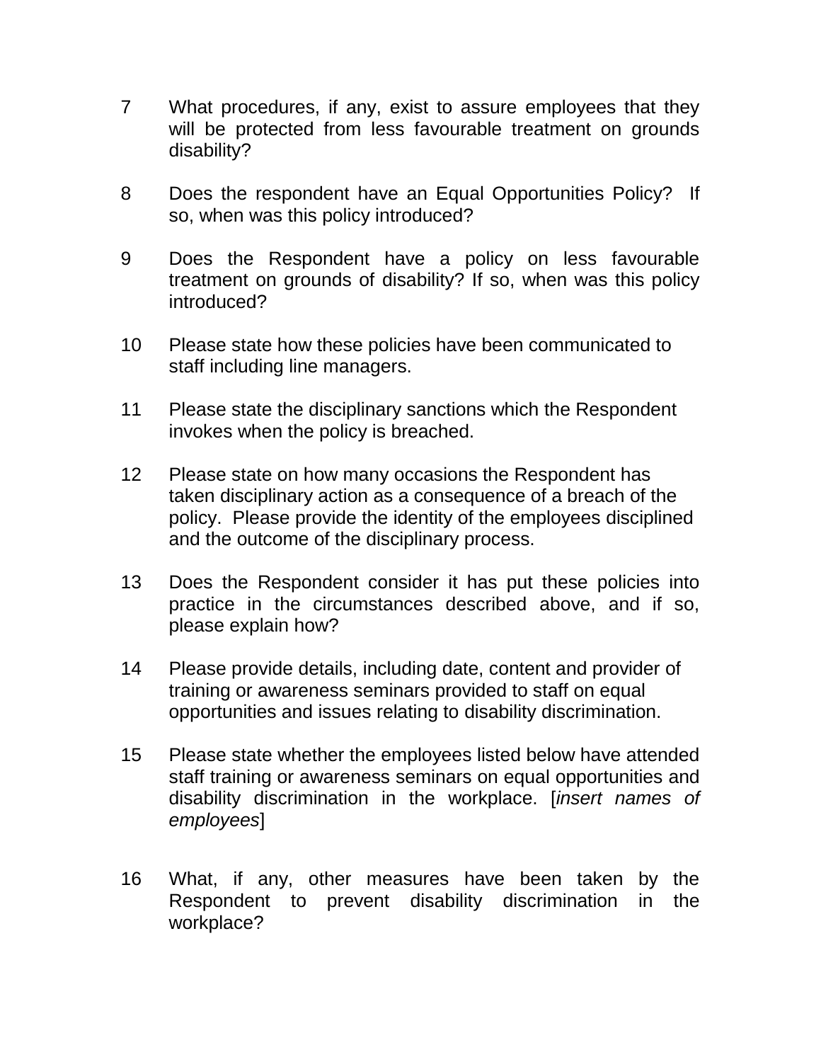7 What procedures, if any, exist to assure employees that they will be protected from less favourable treatment on grounds disability?

8 Does the respondent have an Equal Opportunities Policy? If so, when was this policy introduced?

9 Does the Respondent have a policy on less favourable treatment on grounds of disability? If so, when was this policy introduced?

10 Please state how these policies have been communicated to staff including line managers.

11 Please state the disciplinary sanctions which the Respondent invokes when the policy is breached.

12 Please state on how many occasions the Respondent has taken disciplinary action as a consequence of a breach of the policy. Please provide the identity of the employees disciplined and the outcome of the disciplinary process.

13 Does the Respondent consider it has put these policies into practice in the circumstances described above, and if so, please explain how?

14 Please provide details, including date, content and provider of training or awareness seminars provided to staff on equal opportunities and issues relating to disability discrimination.

15 Please state whether the employees listed below have attended staff training or awareness seminars on equal opportunities and disability discrimination in the workplace. [*insert names of employees*]

16 What, if any, other measures have been taken by the Respondent to prevent disability discrimination in the workplace?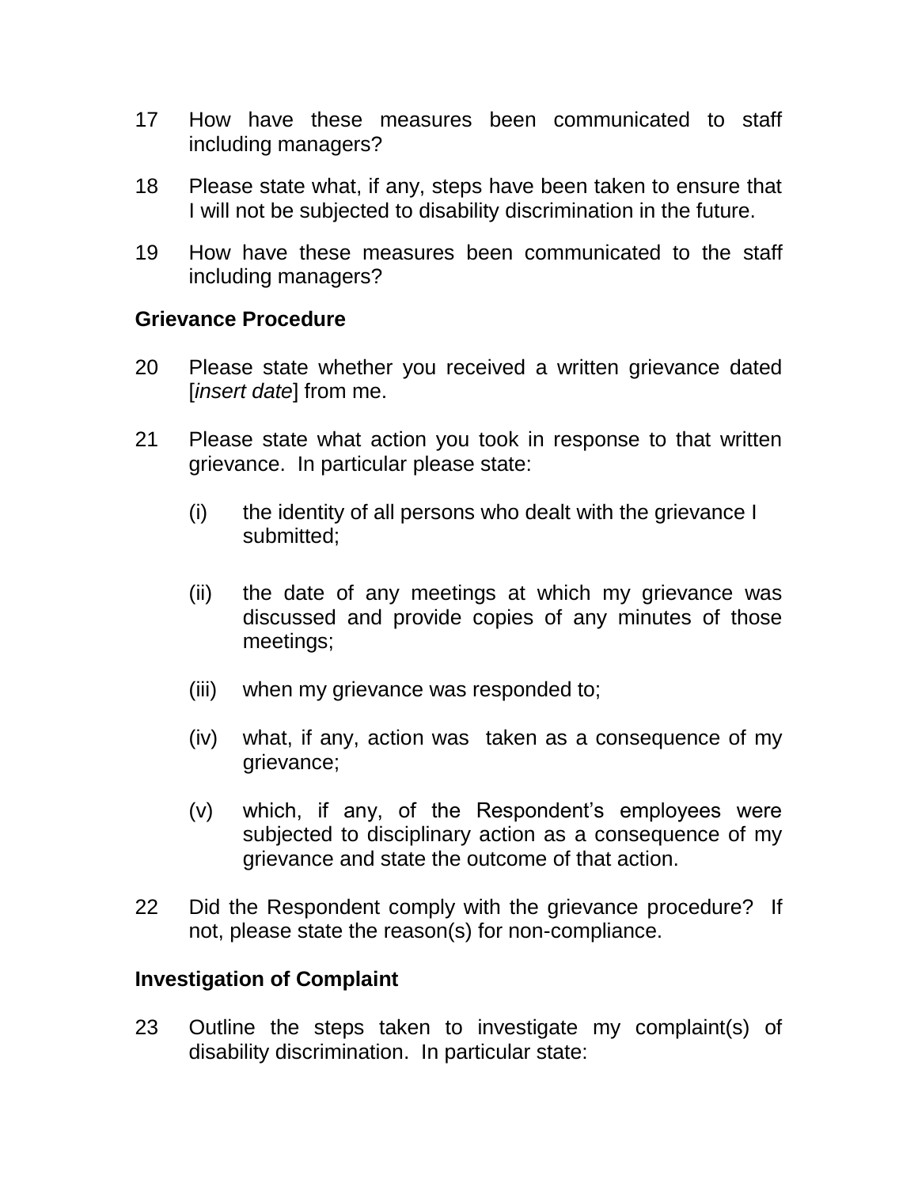17 How have these measures been communicated to staff including managers?

18 Please state what, if any, steps have been taken to ensure that I will not be subjected to disability discrimination in the future.

19 How have these measures been communicated to the staff including managers?

**Grievance Procedure**

20 Please state whether you received a written grievance dated [*insert date*] from me.

21 Please state what action you took in response to that written grievance. In particular please state:

(i) the identity of all persons who dealt with the grievance I submitted;

(ii) the date of any meetings at which my grievance was discussed and provide copies of any minutes of those meetings;

(iii) when my grievance was responded to;

(iv) what, if any, action was taken as a consequence of my grievance;

(v) which, if any, of the Respondent's employees were subjected to disciplinary action as a consequence of my grievance and state the outcome of that action.

22 Did the Respondent comply with the grievance procedure? If not, please state the reason(s) for non-compliance.

**Investigation of Complaint**

23 Outline the steps taken to investigate my complaint(s) of disability discrimination. In particular state: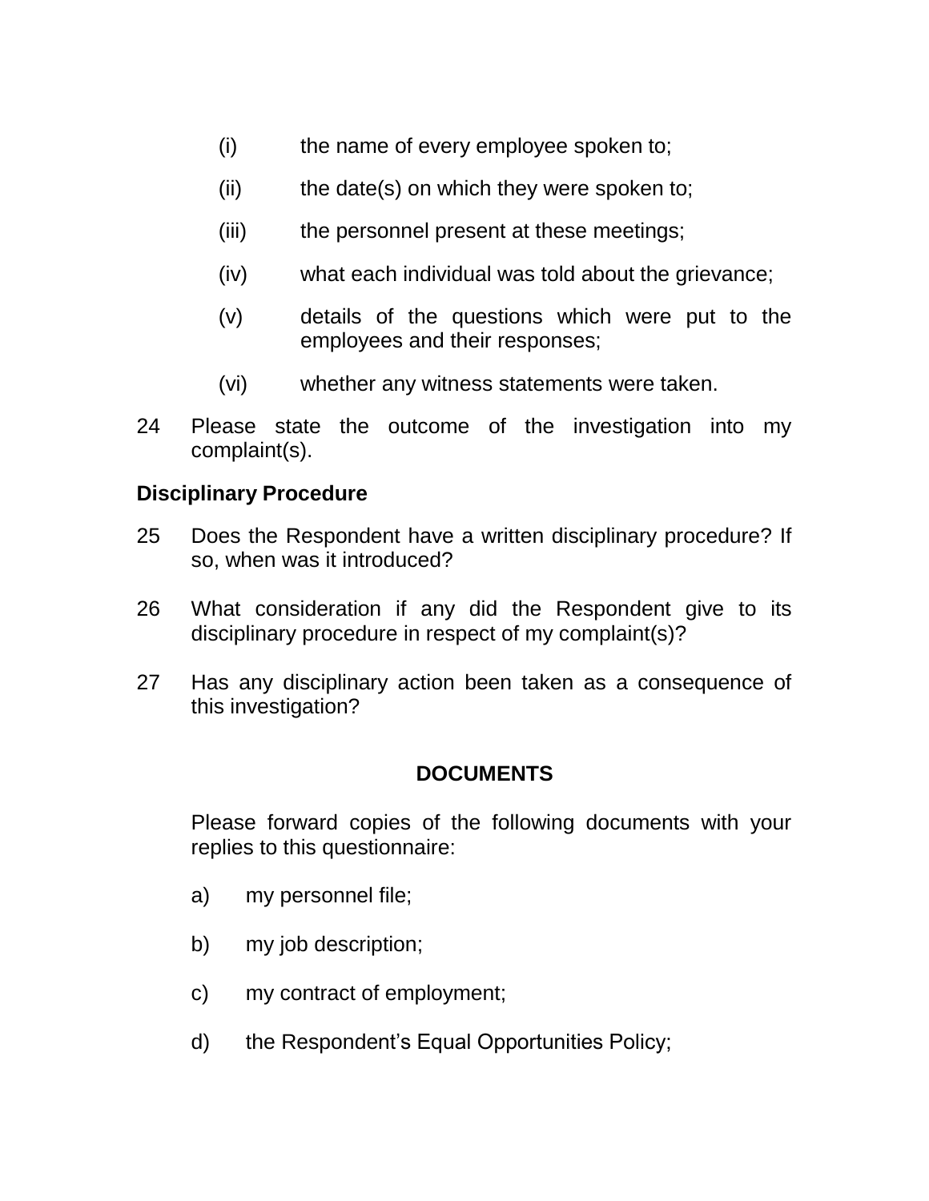(i) the name of every employee spoken to;

(ii) the date(s) on which they were spoken to;

(iii) the personnel present at these meetings;

(iv) what each individual was told about the grievance;

(v) details of the questions which were put to the employees and their responses;

(vi) whether any witness statements were taken.

24 Please state the outcome of the investigation into my complaint(s).

**Disciplinary Procedure**

25 Does the Respondent have a written disciplinary procedure? If so, when was it introduced?

26 What consideration if any did the Respondent give to its disciplinary procedure in respect of my complaint(s)?

27 Has any disciplinary action been taken as a consequence of this investigation?

## DOCUMENTS

Please forward copies of the following documents with your replies to this questionnaire:

a) my personnel file;

b) my job description;

c) my contract of employment;

d) the Respondent's Equal Opportunities Policy;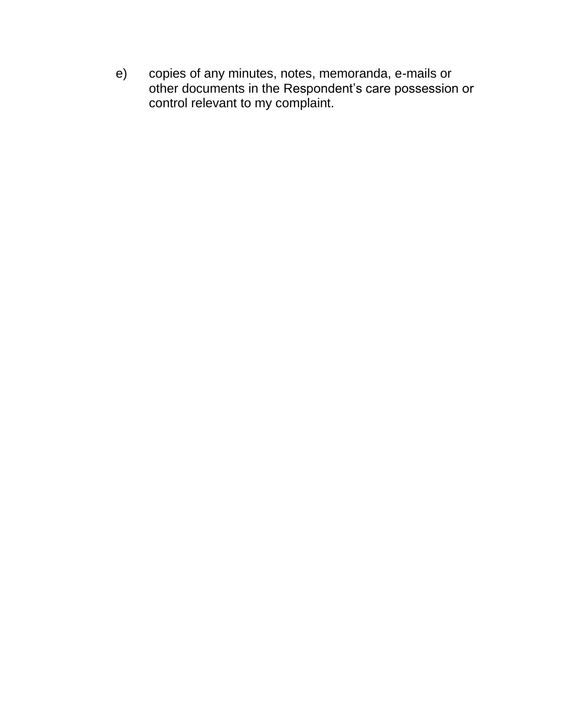e) copies of any minutes, notes, memoranda, e-mails or other documents in the Respondent's care possession or control relevant to my complaint.